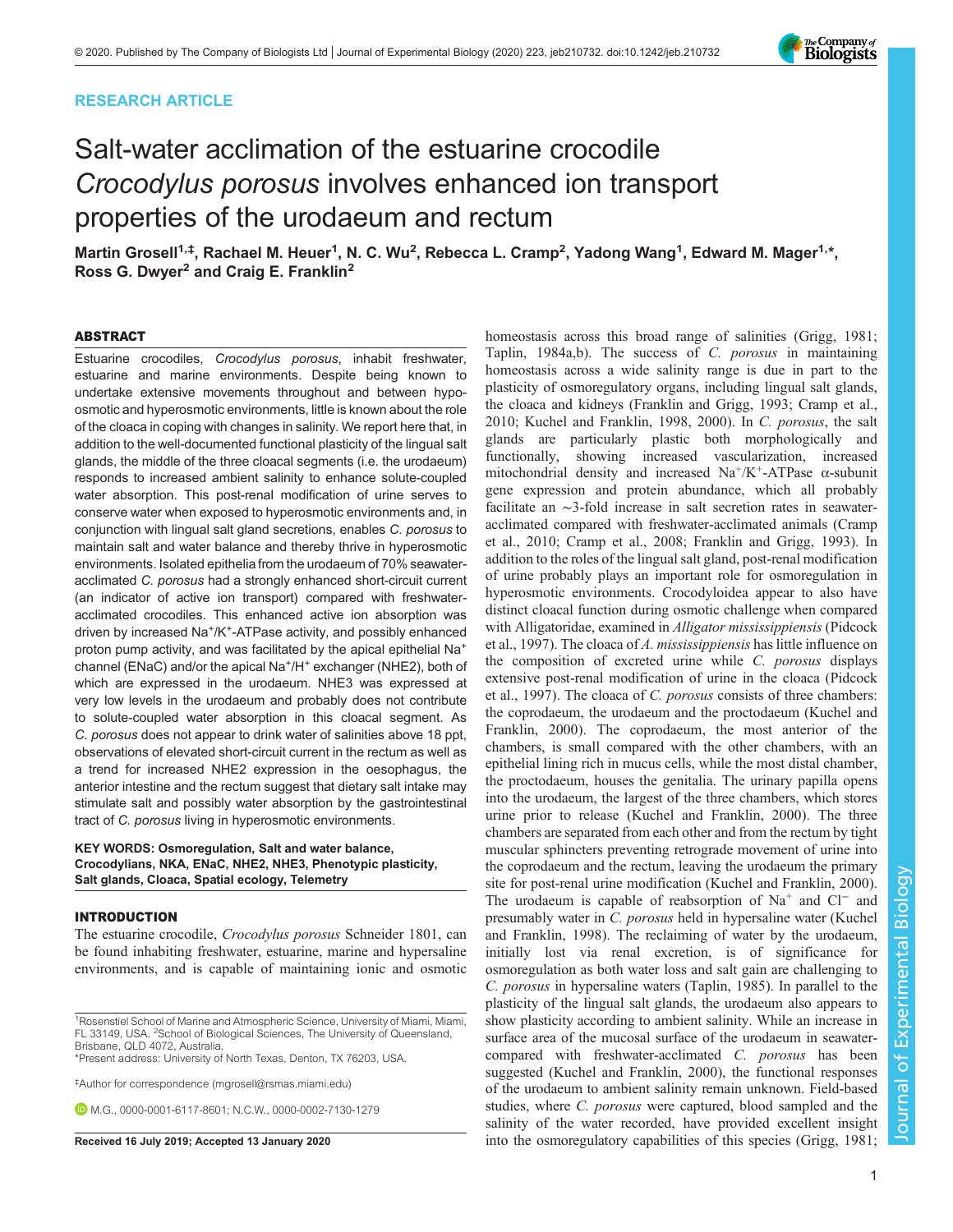RESEARCH ARTICLE

# Salt-water acclimation of the estuarine crocodile *Crocodylus porosus* involves enhanced ion transport properties of the urodaeum and rectum

**Martin Grosell[1,‡], Rachael M. Heuer[1], N. C. Wu[2], Rebecca L. Cramp[2], Yadong Wang[1], Edward M. Mager[1,*], Ross G. Dwyer[2] and Craig E. Franklin[2]**

## ABSTRACT

Estuarine crocodiles, *Crocodylus porosus*, inhabit freshwater, estuarine and marine environments. Despite being known to undertake extensive movements throughout and between hypo-osmotic and hyperosmotic environments, little is known about the role of the cloaca in coping with changes in salinity. We report here that, in addition to the well-documented functional plasticity of the lingual salt glands, the middle of the three cloacal segments (i.e. the urodaeum) responds to increased ambient salinity to enhance solute-coupled water absorption. This post-renal modification of urine serves to conserve water when exposed to hyperosmotic environments and, in conjunction with lingual salt gland secretions, enables *C. porosus* to maintain salt and water balance and thereby thrive in hyperosmotic environments. Isolated epithelia from the urodaeum of 70% seawater-acclimated *C. porosus* had a strongly enhanced short-circuit current (an indicator of active ion transport) compared with freshwater-acclimated crocodiles. This enhanced active ion absorption was driven by increased $Na^+/K^+$-ATPase activity, and possibly enhanced proton pump activity, and was facilitated by the apical epithelial $Na^+$ channel (ENaC) and/or the apical $Na^+/H^+$ exchanger (NHE2), both of which are expressed in the urodaeum. NHE3 was expressed at very low levels in the urodaeum and probably does not contribute to solute-coupled water absorption in this cloacal segment. As *C. porosus* does not appear to drink water of salinities above 18 ppt, observations of elevated short-circuit current in the rectum as well as a trend for increased NHE2 expression in the oesophagus, the anterior intestine and the rectum suggest that dietary salt intake may stimulate salt and possibly water absorption by the gastrointestinal tract of *C. porosus* living in hyperosmotic environments.

**KEY WORDS: Osmoregulation, Salt and water balance, Crocodylians, NKA, ENaC, NHE2, NHE3, Phenotypic plasticity, Salt glands, Cloaca, Spatial ecology, Telemetry**

## INTRODUCTION

The estuarine crocodile, *Crocodylus porosus* Schneider 1801, can be found inhabiting freshwater, estuarine, marine and hypersaline environments, and is capable of maintaining ionic and osmotic homeostasis across this broad range of salinities (Grigg, 1981; Taplin, 1984a,b). The success of *C. porosus* in maintaining homeostasis across a wide salinity range is due in part to the plasticity of osmoregulatory organs, including lingual salt glands, the cloaca and kidneys (Franklin and Grigg, 1993; Cramp et al., 2010; Kuchel and Franklin, 1998, 2000). In *C. porosus*, the salt glands are particularly plastic both morphologically and functionally, showing increased vascularization, increased mitochondrial density and increased $Na^+/K^+$-ATPase α-subunit gene expression and protein abundance, which all probably facilitate an ∼3-fold increase in salt secretion rates in seawater-acclimated compared with freshwater-acclimated animals (Cramp et al., 2010; Cramp et al., 2008; Franklin and Grigg, 1993). In addition to the roles of the lingual salt gland, post-renal modification of urine probably plays an important role for osmoregulation in hyperosmotic environments. Crocodyloidea appear to also have distinct cloacal function during osmotic challenge when compared with Alligatoridae, examined in *Alligator mississippiensis* (Pidcock et al., 1997). The cloaca of *A. mississippiensis* has little influence on the composition of excreted urine while *C. porosus* displays extensive post-renal modification of urine in the cloaca (Pidcock et al., 1997). The cloaca of *C. porosus* consists of three chambers: the coprodaeum, the urodaeum and the proctodaeum (Kuchel and Franklin, 2000). The coprodaeum, the most anterior of the chambers, is small compared with the other chambers, with an epithelial lining rich in mucus cells, while the most distal chamber, the proctodaeum, houses the genitalia. The urinary papilla opens into the urodaeum, the largest of the three chambers, which stores urine prior to release (Kuchel and Franklin, 2000). The three chambers are separated from each other and from the rectum by tight muscular sphincters preventing retrograde movement of urine into the coprodaeum and the rectum, leaving the urodaeum the primary site for post-renal urine modification (Kuchel and Franklin, 2000). The urodaeum is capable of reabsorption of $Na^+$ and $Cl^-$ and presumably water in *C. porosus* held in hypersaline water (Kuchel and Franklin, 1998). The reclaiming of water by the urodaeum, initially lost via renal excretion, is of significance for osmoregulation as both water loss and salt gain are challenging to *C. porosus* in hypersaline waters (Taplin, 1985). In parallel to the plasticity of the lingual salt glands, the urodaeum also appears to show plasticity according to ambient salinity. While an increase in surface area of the mucosal surface of the urodaeum in seawater- compared with freshwater-acclimated *C. porosus* has been suggested (Kuchel and Franklin, 2000), the functional responses of the urodaeum to ambient salinity remain unknown. Field-based studies, where *C. porosus* were captured, blood sampled and the salinity of the water recorded, have provided excellent insight into the osmoregulatory capabilities of this species (Grigg, 1981;

[1]Rosenstiel School of Marine and Atmospheric Science, University of Miami, Miami, FL 33149, USA. [2]School of Biological Sciences, The University of Queensland, Brisbane, QLD 4072, Australia.
*Present address: University of North Texas, Denton, TX 76203, USA.

‡Author for correspondence (mgrosell@rsmas.miami.edu)

M.G., 0000-0001-6117-8601; N.C.W., 0000-0002-7130-1279

Received 16 July 2019; Accepted 13 January 2020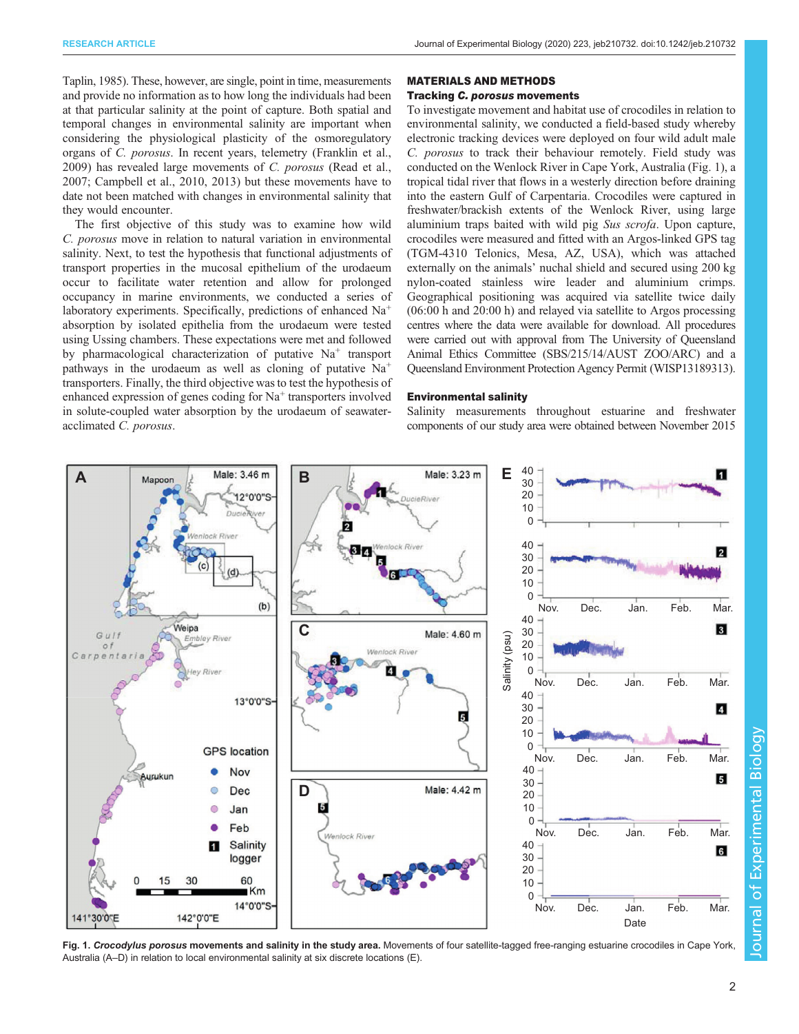Taplin, 1985). These, however, are single, point in time, measurements and provide no information as to how long the individuals had been at that particular salinity at the point of capture. Both spatial and temporal changes in environmental salinity are important when considering the physiological plasticity of the osmoregulatory organs of *C. porosus*. In recent years, telemetry (Franklin et al., 2009) has revealed large movements of *C. porosus* (Read et al., 2007; Campbell et al., 2010, 2013) but these movements have to date not been matched with changes in environmental salinity that they would encounter.

The first objective of this study was to examine how wild *C. porosus* move in relation to natural variation in environmental salinity. Next, to test the hypothesis that functional adjustments of transport properties in the mucosal epithelium of the urodaeum occur to facilitate water retention and allow for prolonged occupancy in marine environments, we conducted a series of laboratory experiments. Specifically, predictions of enhanced $Na^+$ absorption by isolated epithelia from the urodaeum were tested using Ussing chambers. These expectations were met and followed by pharmacological characterization of putative $Na^+$ transport pathways in the urodaeum as well as cloning of putative $Na^+$ transporters. Finally, the third objective was to test the hypothesis of enhanced expression of genes coding for $Na^+$ transporters involved in solute-coupled water absorption by the urodaeum of seawater-acclimated *C. porosus*.

## MATERIALS AND METHODS

### Tracking *C. porosus* movements

To investigate movement and habitat use of crocodiles in relation to environmental salinity, we conducted a field-based study whereby electronic tracking devices were deployed on four wild adult male *C. porosus* to track their behaviour remotely. Field study was conducted on the Wenlock River in Cape York, Australia (Fig. 1), a tropical tidal river that flows in a westerly direction before draining into the eastern Gulf of Carpentaria. Crocodiles were captured in freshwater/brackish extents of the Wenlock River, using large aluminium traps baited with wild pig *Sus scrofa*. Upon capture, crocodiles were measured and fitted with an Argos-linked GPS tag (TGM-4310 Telonics, Mesa, AZ, USA), which was attached externally on the animals' nuchal shield and secured using 200 kg nylon-coated stainless wire leader and aluminium crimps. Geographical positioning was acquired via satellite twice daily (06:00 h and 20:00 h) and relayed via satellite to Argos processing centres where the data were available for download. All procedures were carried out with approval from The University of Queensland Animal Ethics Committee (SBS/215/14/AUST ZOO/ARC) and a Queensland Environment Protection Agency Permit (WISP13189313).

### Environmental salinity

Salinity measurements throughout estuarine and freshwater components of our study area were obtained between November 2015

**Fig. 1. *Crocodylus porosus* movements and salinity in the study area.** Movements of four satellite-tagged free-ranging estuarine crocodiles in Cape York, Australia (A–D) in relation to local environmental salinity at six discrete locations (E).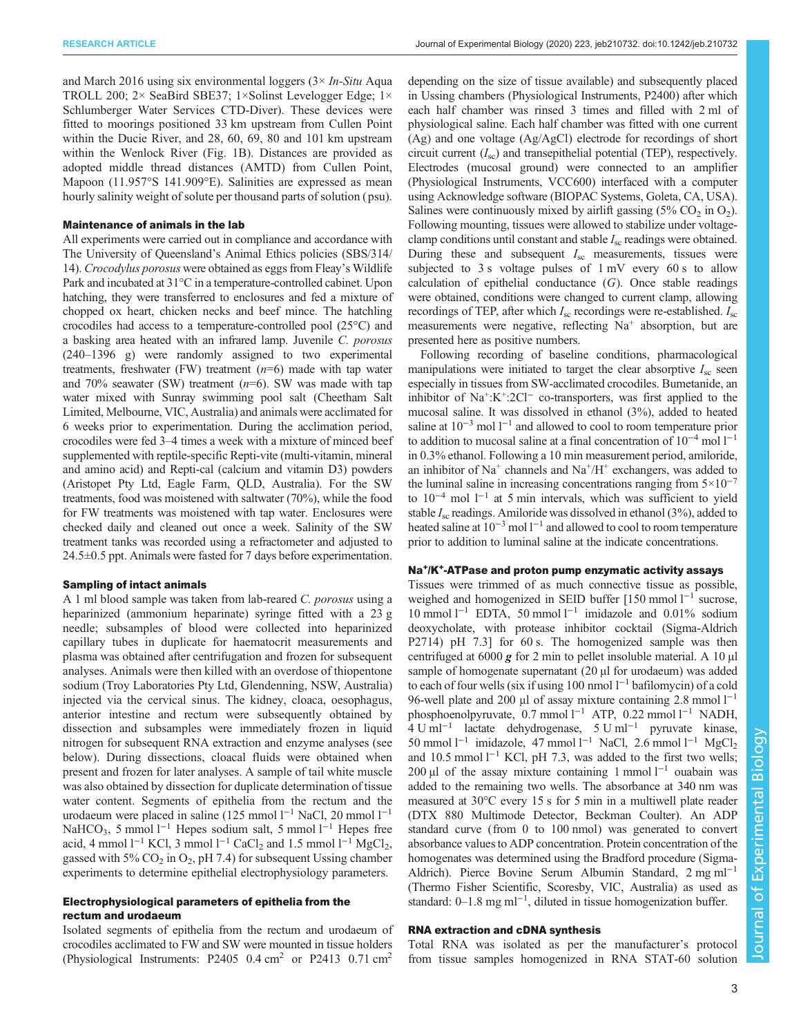and March 2016 using six environmental loggers (3× *In-Situ* Aqua TROLL 200; 2× SeaBird SBE37; 1×Solinst Levelogger Edge; 1× Schlumberger Water Services CTD-Diver). These devices were fitted to moorings positioned 33 km upstream from Cullen Point within the Ducie River, and 28, 60, 69, 80 and 101 km upstream within the Wenlock River (Fig. 1B). Distances are provided as adopted middle thread distances (AMTD) from Cullen Point, Mapoon (11.957°S 141.909°E). Salinities are expressed as mean hourly salinity weight of solute per thousand parts of solution (psu).

### Maintenance of animals in the lab

All experiments were carried out in compliance and accordance with The University of Queensland's Animal Ethics policies (SBS/314/14). *Crocodylus porosus* were obtained as eggs from Fleay's Wildlife Park and incubated at 31°C in a temperature-controlled cabinet. Upon hatching, they were transferred to enclosures and fed a mixture of chopped ox heart, chicken necks and beef mince. The hatchling crocodiles had access to a temperature-controlled pool (25°C) and a basking area heated with an infrared lamp. Juvenile *C. porosus* (240–1396 g) were randomly assigned to two experimental treatments, freshwater (FW) treatment ($n$=6) made with tap water and 70% seawater (SW) treatment ($n$=6). SW was made with tap water mixed with Sunray swimming pool salt (Cheetham Salt Limited, Melbourne, VIC, Australia) and animals were acclimated for 6 weeks prior to experimentation. During the acclimation period, crocodiles were fed 3–4 times a week with a mixture of minced beef supplemented with reptile-specific Repti-vite (multi-vitamin, mineral and amino acid) and Repti-cal (calcium and vitamin D3) powders (Aristopet Pty Ltd, Eagle Farm, QLD, Australia). For the SW treatments, food was moistened with saltwater (70%), while the food for FW treatments was moistened with tap water. Enclosures were checked daily and cleaned out once a week. Salinity of the SW treatment tanks was recorded using a refractometer and adjusted to 24.5±0.5 ppt. Animals were fasted for 7 days before experimentation.

### Sampling of intact animals

A 1 ml blood sample was taken from lab-reared *C. porosus* using a heparinized (ammonium heparinate) syringe fitted with a 23 g needle; subsamples of blood were collected into heparinized capillary tubes in duplicate for haematocrit measurements and plasma was obtained after centrifugation and frozen for subsequent analyses. Animals were then killed with an overdose of thiopentone sodium (Troy Laboratories Pty Ltd, Glendenning, NSW, Australia) injected via the cervical sinus. The kidney, cloaca, oesophagus, anterior intestine and rectum were subsequently obtained by dissection and subsamples were immediately frozen in liquid nitrogen for subsequent RNA extraction and enzyme analyses (see below). During dissections, cloacal fluids were obtained when present and frozen for later analyses. A sample of tail white muscle was also obtained by dissection for duplicate determination of tissue water content. Segments of epithelia from the rectum and the urodaeum were placed in saline (125 mmol l$^{-1}$ NaCl, 20 mmol l$^{-1}$ $NaHCO_3$, 5 mmol l$^{-1}$ Hepes sodium salt, 5 mmol l$^{-1}$ Hepes free acid, 4 mmol l$^{-1}$ KCl, 3 mmol l$^{-1}$ $CaCl_2$ and 1.5 mmol l$^{-1}$ $MgCl_2$, gassed with 5% $CO_2$ in $O_2$, pH 7.4) for subsequent Ussing chamber experiments to determine epithelial electrophysiology parameters.

### Electrophysiological parameters of epithelia from the rectum and urodaeum

Isolated segments of epithelia from the rectum and urodaeum of crocodiles acclimated to FW and SW were mounted in tissue holders (Physiological Instruments: P2405 0.4 cm$^2$ or P2413 0.71 cm$^2$ depending on the size of tissue available) and subsequently placed in Ussing chambers (Physiological Instruments, P2400) after which each half chamber was rinsed 3 times and filled with 2 ml of physiological saline. Each half chamber was fitted with one current (Ag) and one voltage (Ag/AgCl) electrode for recordings of short circuit current ($I_{sc}$) and transepithelial potential (TEP), respectively. Electrodes (mucosal ground) were connected to an amplifier (Physiological Instruments, VCC600) interfaced with a computer using Acknowledge software (BIOPAC Systems, Goleta, CA, USA). Salines were continuously mixed by airlift gassing (5% $CO_2$ in $O_2$). Following mounting, tissues were allowed to stabilize under voltage-clamp conditions until constant and stable $I_{sc}$ readings were obtained. During these and subsequent $I_{sc}$ measurements, tissues were subjected to 3 s voltage pulses of 1 mV every 60 s to allow calculation of epithelial conductance ($G$). Once stable readings were obtained, conditions were changed to current clamp, allowing recordings of TEP, after which $I_{sc}$ recordings were re-established. $I_{sc}$ measurements were negative, reflecting $Na^+$ absorption, but are presented here as positive numbers.

Following recording of baseline conditions, pharmacological manipulations were initiated to target the clear absorptive $I_{sc}$ seen especially in tissues from SW-acclimated crocodiles. Bumetanide, an inhibitor of $Na^+$:$K^+$:$2Cl^-$ co-transporters, was first applied to the mucosal saline. It was dissolved in ethanol (3%), added to heated saline at $10^{-3}$ mol l$^{-1}$ and allowed to cool to room temperature prior to addition to mucosal saline at a final concentration of $10^{-4}$ mol l$^{-1}$ in 0.3% ethanol. Following a 10 min measurement period, amiloride, an inhibitor of $Na^+$ channels and $Na^+$/$H^+$ exchangers, was added to the luminal saline in increasing concentrations ranging from $5\times10^{-7}$ to $10^{-4}$ mol l$^{-1}$ at 5 min intervals, which was sufficient to yield stable $I_{sc}$ readings. Amiloride was dissolved in ethanol (3%), added to heated saline at $10^{-3}$ mol l$^{-1}$ and allowed to cool to room temperature prior to addition to luminal saline at the indicate concentrations.

### $Na^+$/$K^+$-ATPase and proton pump enzymatic activity assays

Tissues were trimmed of as much connective tissue as possible, weighed and homogenized in SEID buffer [150 mmol l$^{-1}$ sucrose, 10 mmol l$^{-1}$ EDTA, 50 mmol l$^{-1}$ imidazole and 0.01% sodium deoxycholate, with protease inhibitor cocktail (Sigma-Aldrich P2714) pH 7.3] for 60 s. The homogenized sample was then centrifuged at 6000 ***g*** for 2 min to pellet insoluble material. A 10 µl sample of homogenate supernatant (20 µl for urodaeum) was added to each of four wells (six if using 100 nmol l$^{-1}$ bafilomycin) of a cold 96-well plate and 200 µl of assay mixture containing 2.8 mmol l$^{-1}$ phosphoenolpyruvate, 0.7 mmol l$^{-1}$ ATP, 0.22 mmol l$^{-1}$ NADH, 4 U ml$^{-1}$ lactate dehydrogenase, 5 U ml$^{-1}$ pyruvate kinase, 50 mmol l$^{-1}$ imidazole, 47 mmol l$^{-1}$ NaCl, 2.6 mmol l$^{-1}$ $MgCl_2$ and 10.5 mmol l$^{-1}$ KCl, pH 7.3, was added to the first two wells; 200 µl of the assay mixture containing 1 mmol l$^{-1}$ ouabain was added to the remaining two wells. The absorbance at 340 nm was measured at 30°C every 15 s for 5 min in a multiwell plate reader (DTX 880 Multimode Detector, Beckman Coulter). An ADP standard curve (from 0 to 100 nmol) was generated to convert absorbance values to ADP concentration. Protein concentration of the homogenates was determined using the Bradford procedure (Sigma-Aldrich). Pierce Bovine Serum Albumin Standard, 2 mg ml$^{-1}$ (Thermo Fisher Scientific, Scoresby, VIC, Australia) as used as standard: 0–1.8 mg ml$^{-1}$, diluted in tissue homogenization buffer.

### RNA extraction and cDNA synthesis

Total RNA was isolated as per the manufacturer's protocol from tissue samples homogenized in RNA STAT-60 solution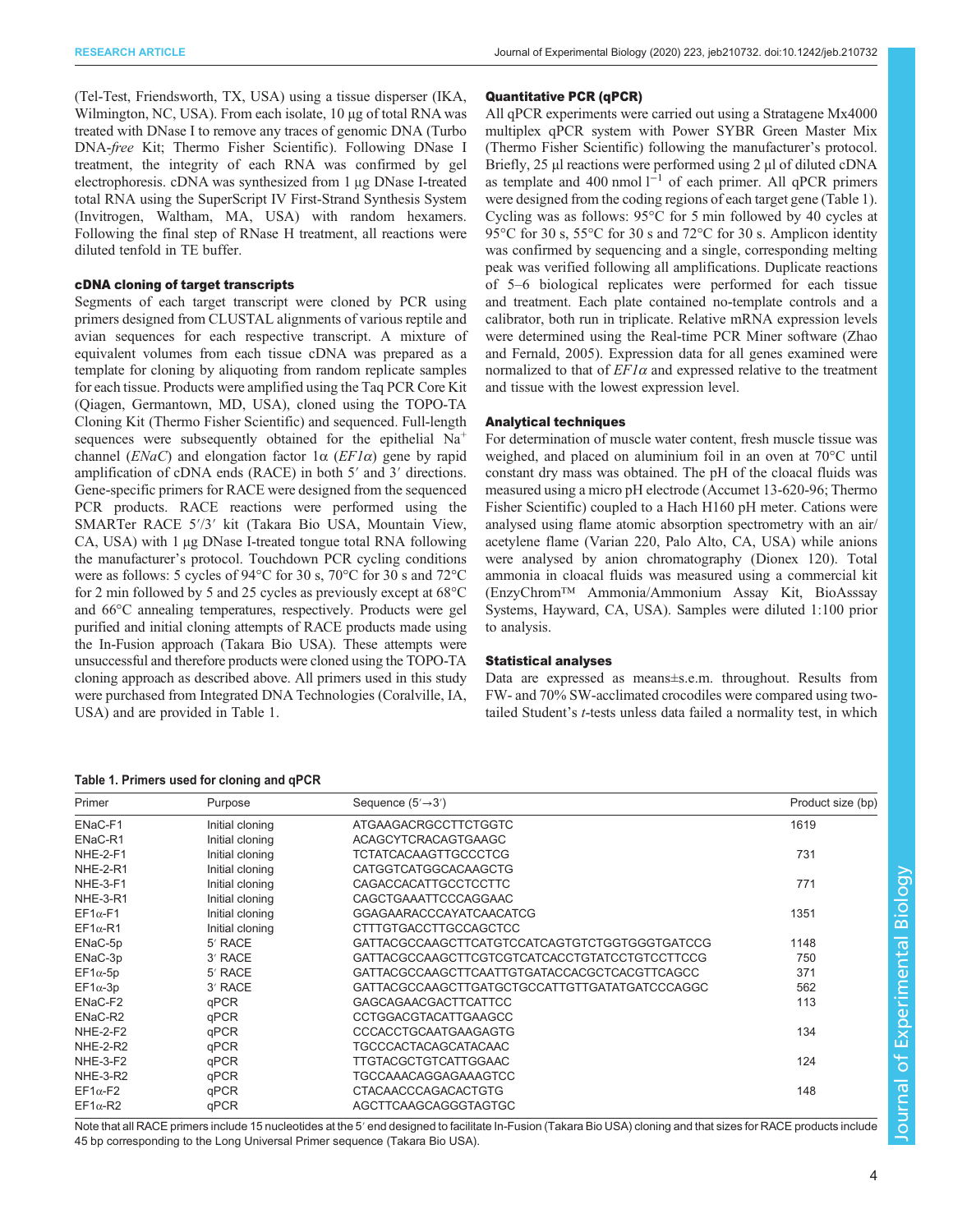(Tel-Test, Friendsworth, TX, USA) using a tissue disperser (IKA, Wilmington, NC, USA). From each isolate, 10 µg of total RNA was treated with DNase I to remove any traces of genomic DNA (Turbo DNA-*free* Kit; Thermo Fisher Scientific). Following DNase I treatment, the integrity of each RNA was confirmed by gel electrophoresis. cDNA was synthesized from 1 µg DNase I-treated total RNA using the SuperScript IV First-Strand Synthesis System (Invitrogen, Waltham, MA, USA) with random hexamers. Following the final step of RNase H treatment, all reactions were diluted tenfold in TE buffer.

### cDNA cloning of target transcripts

Segments of each target transcript were cloned by PCR using primers designed from CLUSTAL alignments of various reptile and avian sequences for each respective transcript. A mixture of equivalent volumes from each tissue cDNA was prepared as a template for cloning by aliquoting from random replicate samples for each tissue. Products were amplified using the Taq PCR Core Kit (Qiagen, Germantown, MD, USA), cloned using the TOPO-TA Cloning Kit (Thermo Fisher Scientific) and sequenced. Full-length sequences were subsequently obtained for the epithelial $Na^+$ channel (*ENaC*) and elongation factor 1α (*EF1α*) gene by rapid amplification of cDNA ends (RACE) in both 5′ and 3′ directions. Gene-specific primers for RACE were designed from the sequenced PCR products. RACE reactions were performed using the SMARTer RACE 5′/3′ kit (Takara Bio USA, Mountain View, CA, USA) with 1 µg DNase I-treated tongue total RNA following the manufacturer's protocol. Touchdown PCR cycling conditions were as follows: 5 cycles of 94°C for 30 s, 70°C for 30 s and 72°C for 2 min followed by 5 and 25 cycles as previously except at 68°C and 66°C annealing temperatures, respectively. Products were gel purified and initial cloning attempts of RACE products made using the In-Fusion approach (Takara Bio USA). These attempts were unsuccessful and therefore products were cloned using the TOPO-TA cloning approach as described above. All primers used in this study were purchased from Integrated DNA Technologies (Coralville, IA, USA) and are provided in Table 1.

### Quantitative PCR (qPCR)

All qPCR experiments were carried out using a Stratagene Mx4000 multiplex qPCR system with Power SYBR Green Master Mix (Thermo Fisher Scientific) following the manufacturer's protocol. Briefly, 25 µl reactions were performed using 2 µl of diluted cDNA as template and 400 nmol $l^{-1}$ of each primer. All qPCR primers were designed from the coding regions of each target gene (Table 1). Cycling was as follows: 95°C for 5 min followed by 40 cycles at 95°C for 30 s, 55°C for 30 s and 72°C for 30 s. Amplicon identity was confirmed by sequencing and a single, corresponding melting peak was verified following all amplifications. Duplicate reactions of 5–6 biological replicates were performed for each tissue and treatment. Each plate contained no-template controls and a calibrator, both run in triplicate. Relative mRNA expression levels were determined using the Real-time PCR Miner software (Zhao and Fernald, 2005). Expression data for all genes examined were normalized to that of *EF1α* and expressed relative to the treatment and tissue with the lowest expression level.

### Analytical techniques

For determination of muscle water content, fresh muscle tissue was weighed, and placed on aluminium foil in an oven at 70°C until constant dry mass was obtained. The pH of the cloacal fluids was measured using a micro pH electrode (Accumet 13-620-96; Thermo Fisher Scientific) coupled to a Hach H160 pH meter. Cations were analysed using flame atomic absorption spectrometry with an air/acetylene flame (Varian 220, Palo Alto, CA, USA) while anions were analysed by anion chromatography (Dionex 120). Total ammonia in cloacal fluids was measured using a commercial kit (EnzyChrom™ Ammonia/Ammonium Assay Kit, BioAsssay Systems, Hayward, CA, USA). Samples were diluted 1:100 prior to analysis.

### Statistical analyses

Data are expressed as means±s.e.m. throughout. Results from FW- and 70% SW-acclimated crocodiles were compared using two-tailed Student's *t*-tests unless data failed a normality test, in which

**Table 1. Primers used for cloning and qPCR**

| Primer | Purpose | Sequence (5′→3′) | Product size (bp) |
|---|---|---|---|
| ENaC-F1 | Initial cloning | ATGAAGACRGCCTTCTGGTC | 1619 |
| ENaC-R1 | Initial cloning | ACAGCYTCRACAGTGAAGC | |
| NHE-2-F1 | Initial cloning | TCTATCACAAGTTGCCCTCG | 731 |
| NHE-2-R1 | Initial cloning | CATGGTCATGGCACAAGCTG | |
| NHE-3-F1 | Initial cloning | CAGACCACATTGCCTCCTTC | 771 |
| NHE-3-R1 | Initial cloning | CAGCTGAAATTCCCAGGAAC | |
| EF1α-F1 | Initial cloning | GGAGAARACCCAYATCAACATCG | 1351 |
| EF1α-R1 | Initial cloning | CTTTGTGACCTTGCCAGCTCC | |
| ENaC-5p | 5′ RACE | GATTACGCCAAGCTTCATGTCCATCAGTGTCTGGTGGGTGATCCG | 1148 |
| ENaC-3p | 3′ RACE | GATTACGCCAAGCTTCGTCGTCATCACCTGTATCCTGTCCTTCCG | 750 |
| EF1α-5p | 5′ RACE | GATTACGCCAAGCTTCAATTGTGATACCACGCTCACGTTCAGCC | 371 |
| EF1α-3p | 3′ RACE | GATTACGCCAAGCTTGATGCTGCCATTGTTGATATGATCCCAGGC | 562 |
| ENaC-F2 | qPCR | GAGCAGAACGACTTCATTCC | 113 |
| ENaC-R2 | qPCR | CCTGGACGTACATTGAAGCC | |
| NHE-2-F2 | qPCR | CCCACCTGCAATGAAGAGTG | 134 |
| NHE-2-R2 | qPCR | TGCCCACTACAGCATACAAC | |
| NHE-3-F2 | qPCR | TTGTACGCTGTCATTGGAAC | 124 |
| NHE-3-R2 | qPCR | TGCCAAACAGGAGAAAGTCC | |
| EF1α-F2 | qPCR | CTACAACCCAGACACTGTG | 148 |
| EF1α-R2 | qPCR | AGCTTCAAGCAGGGTAGTGC | |

Note that all RACE primers include 15 nucleotides at the 5′ end designed to facilitate In-Fusion (Takara Bio USA) cloning and that sizes for RACE products include 45 bp corresponding to the Long Universal Primer sequence (Takara Bio USA).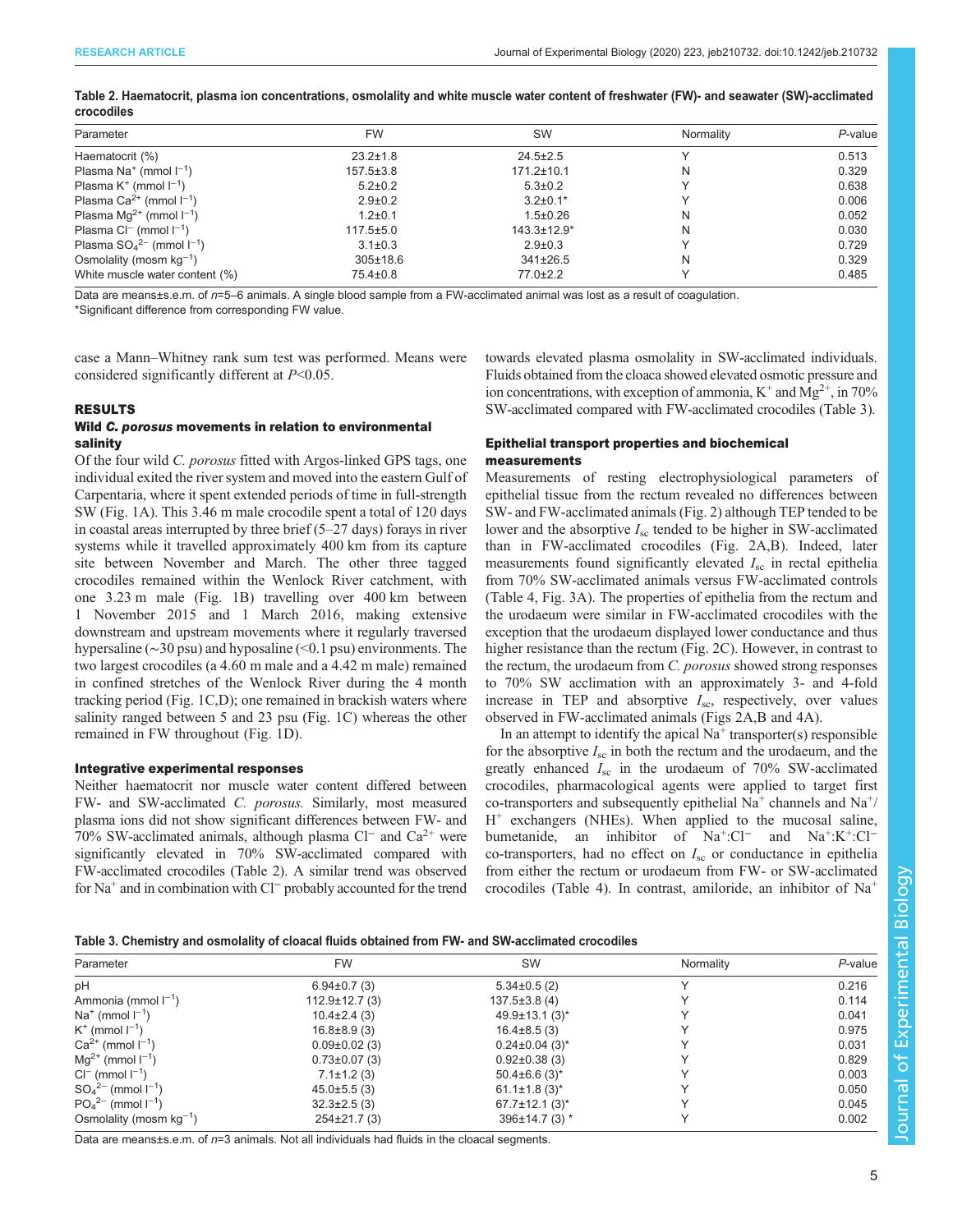**Table 2. Haematocrit, plasma ion concentrations, osmolality and white muscle water content of freshwater (FW)- and seawater (SW)-acclimated crocodiles**

| Parameter | FW | SW | Normality | *P*-value |
|---|---|---|---|---|
| Haematocrit (%) | 23.2±1.8 | 24.5±2.5 | Y | 0.513 |
| Plasma $Na^+$ (mmol $l^{-1}$) | 157.5±3.8 | 171.2±10.1 | N | 0.329 |
| Plasma $K^+$ (mmol $l^{-1}$) | 5.2±0.2 | 5.3±0.2 | Y | 0.638 |
| Plasma $Ca^{2+}$ (mmol $l^{-1}$) | 2.9±0.2 | 3.2±0.1* | Y | 0.006 |
| Plasma $Mg^{2+}$ (mmol $l^{-1}$) | 1.2±0.1 | 1.5±0.26 | N | 0.052 |
| Plasma $Cl^-$ (mmol $l^{-1}$) | 117.5±5.0 | 143.3±12.9* | N | 0.030 |
| Plasma $SO_4^{2-}$ (mmol $l^{-1}$) | 3.1±0.3 | 2.9±0.3 | Y | 0.729 |
| Osmolality (mosm $kg^{-1}$) | 305±18.6 | 341±26.5 | N | 0.329 |
| White muscle water content (%) | 75.4±0.8 | 77.0±2.2 | Y | 0.485 |

Data are means±s.e.m. of *n*=5–6 animals. A single blood sample from a FW-acclimated animal was lost as a result of coagulation.
*Significant difference from corresponding FW value.

case a Mann–Whitney rank sum test was performed. Means were considered significantly different at $P<0.05$.

## RESULTS

### Wild *C. porosus* movements in relation to environmental salinity

Of the four wild *C. porosus* fitted with Argos-linked GPS tags, one individual exited the river system and moved into the eastern Gulf of Carpentaria, where it spent extended periods of time in full-strength SW (Fig. 1A). This 3.46 m male crocodile spent a total of 120 days in coastal areas interrupted by three brief (5–27 days) forays in river systems while it travelled approximately 400 km from its capture site between November and March. The other three tagged crocodiles remained within the Wenlock River catchment, with one 3.23 m male (Fig. 1B) travelling over 400 km between 1 November 2015 and 1 March 2016, making extensive downstream and upstream movements where it regularly traversed hypersaline (∼30 psu) and hyposaline (<0.1 psu) environments. The two largest crocodiles (a 4.60 m male and a 4.42 m male) remained in confined stretches of the Wenlock River during the 4 month tracking period (Fig. 1C,D); one remained in brackish waters where salinity ranged between 5 and 23 psu (Fig. 1C) whereas the other remained in FW throughout (Fig. 1D).

### Integrative experimental responses

Neither haematocrit nor muscle water content differed between FW- and SW-acclimated *C. porosus.* Similarly, most measured plasma ions did not show significant differences between FW- and 70% SW-acclimated animals, although plasma $Cl^-$ and $Ca^{2+}$ were significantly elevated in 70% SW-acclimated compared with FW-acclimated crocodiles (Table 2). A similar trend was observed for $Na^+$ and in combination with $Cl^-$ probably accounted for the trend towards elevated plasma osmolality in SW-acclimated individuals. Fluids obtained from the cloaca showed elevated osmotic pressure and ion concentrations, with exception of ammonia, $K^+$ and $Mg^{2+}$, in 70% SW-acclimated compared with FW-acclimated crocodiles (Table 3).

### Epithelial transport properties and biochemical measurements

Measurements of resting electrophysiological parameters of epithelial tissue from the rectum revealed no differences between SW- and FW-acclimated animals (Fig. 2) although TEP tended to be lower and the absorptive $I_{sc}$ tended to be higher in SW-acclimated than in FW-acclimated crocodiles (Fig. 2A,B). Indeed, later measurements found significantly elevated $I_{sc}$ in rectal epithelia from 70% SW-acclimated animals versus FW-acclimated controls (Table 4, Fig. 3A). The properties of epithelia from the rectum and the urodaeum were similar in FW-acclimated crocodiles with the exception that the urodaeum displayed lower conductance and thus higher resistance than the rectum (Fig. 2C). However, in contrast to the rectum, the urodaeum from *C. porosus* showed strong responses to 70% SW acclimation with an approximately 3- and 4-fold increase in TEP and absorptive $I_{sc}$, respectively, over values observed in FW-acclimated animals (Figs 2A,B and 4A).

In an attempt to identify the apical $Na^+$ transporter(s) responsible for the absorptive $I_{sc}$ in both the rectum and the urodaeum, and the greatly enhanced $I_{sc}$ in the urodaeum of 70% SW-acclimated crocodiles, pharmacological agents were applied to target first co-transporters and subsequently epithelial $Na^+$ channels and $Na^+$/$H^+$ exchangers (NHEs). When applied to the mucosal saline, bumetanide, an inhibitor of $Na^+$:$Cl^-$ and $Na^+$:$K^+$:$Cl^-$ co-transporters, had no effect on $I_{sc}$ or conductance in epithelia from either the rectum or urodaeum from FW- or SW-acclimated crocodiles (Table 4). In contrast, amiloride, an inhibitor of $Na^+$

**Table 3. Chemistry and osmolality of cloacal fluids obtained from FW- and SW-acclimated crocodiles**

| Parameter | FW | SW | Normality | *P*-value |
|---|---|---|---|---|
| pH | 6.94±0.7 (3) | 5.34±0.5 (2) | Y | 0.216 |
| Ammonia (mmol $l^{-1}$) | 112.9±12.7 (3) | 137.5±3.8 (4) | Y | 0.114 |
| $Na^+$ (mmol $l^{-1}$) | 10.4±2.4 (3) | 49.9±13.1 (3)* | Y | 0.041 |
| $K^+$ (mmol $l^{-1}$) | 16.8±8.9 (3) | 16.4±8.5 (3) | Y | 0.975 |
| $Ca^{2+}$ (mmol $l^{-1}$) | 0.09±0.02 (3) | 0.24±0.04 (3)* | Y | 0.031 |
| $Mg^{2+}$ (mmol $l^{-1}$) | 0.73±0.07 (3) | 0.92±0.38 (3) | Y | 0.829 |
| $Cl^-$ (mmol $l^{-1}$) | 7.1±1.2 (3) | 50.4±6.6 (3)* | Y | 0.003 |
| $SO_4^{2-}$ (mmol $l^{-1}$) | 45.0±5.5 (3) | 61.1±1.8 (3)* | Y | 0.050 |
| $PO_4^{2-}$ (mmol $l^{-1}$) | 32.3±2.5 (3) | 67.7±12.1 (3)* | Y | 0.045 |
| Osmolality (mosm $kg^{-1}$) | 254±21.7 (3) | 396±14.7 (3) * | Y | 0.002 |

Data are means±s.e.m. of *n*=3 animals. Not all individuals had fluids in the cloacal segments.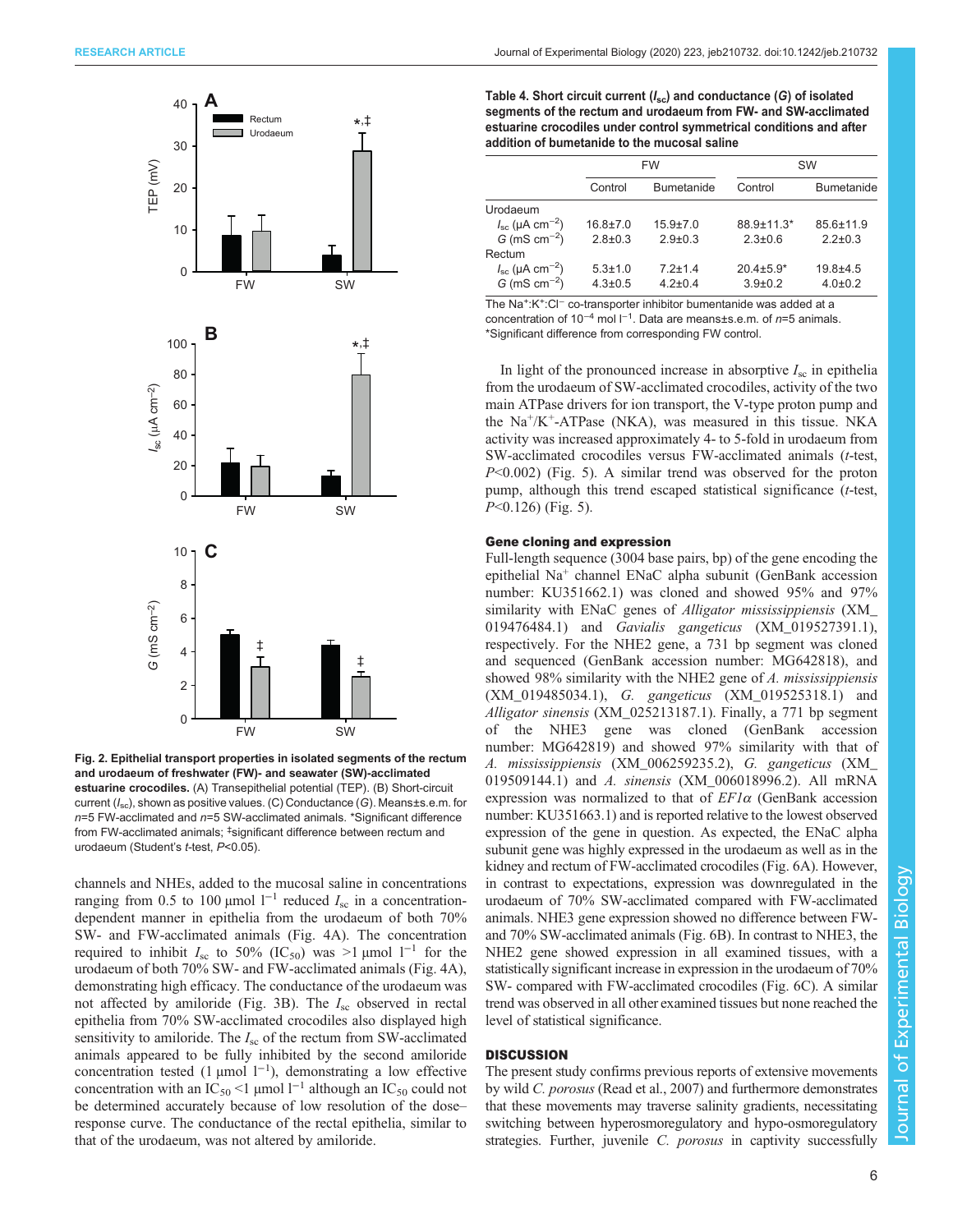Fig. 2. Epithelial transport properties in isolated segments of the rectum and urodaeum of freshwater (FW)- and seawater (SW)-acclimated estuarine crocodiles. (A) Transepithelial potential (TEP). (B) Short-circuit current ($I_{sc}$), shown as positive values. (C) Conductance ($G$). Means±s.e.m. for $n$=5 FW-acclimated and $n$=5 SW-acclimated animals. *Significant difference from FW-acclimated animals; ‡significant difference between rectum and urodaeum (Student's $t$-test, $P$<0.05).

channels and NHEs, added to the mucosal saline in concentrations ranging from 0.5 to 100 µmol $l^{-1}$ reduced $I_{sc}$ in a concentration-dependent manner in epithelia from the urodaeum of both 70% SW- and FW-acclimated animals (Fig. 4A). The concentration required to inhibit $I_{sc}$ to 50% ($IC_{50}$) was >1 µmol $l^{-1}$ for the urodaeum of both 70% SW- and FW-acclimated animals (Fig. 4A), demonstrating high efficacy. The conductance of the urodaeum was not affected by amiloride (Fig. 3B). The $I_{sc}$ observed in rectal epithelia from 70% SW-acclimated crocodiles also displayed high sensitivity to amiloride. The $I_{sc}$ of the rectum from SW-acclimated animals appeared to be fully inhibited by the second amiloride concentration tested (1 µmol $l^{-1}$), demonstrating a low effective concentration with an $IC_{50}$ <1 µmol $l^{-1}$ although an $IC_{50}$ could not be determined accurately because of low resolution of the dose–response curve. The conductance of the rectal epithelia, similar to that of the urodaeum, was not altered by amiloride.

**Table 4. Short circuit current ($I_{sc}$) and conductance ($G$) of isolated segments of the rectum and urodaeum from FW- and SW-acclimated estuarine crocodiles under control symmetrical conditions and after addition of bumetanide to the mucosal saline**

| | FW | | SW | |
|---|---|---|---|---|
| | Control | Bumetanide | Control | Bumetanide |
| Urodaeum | | | | |
| $I_{sc}$ (µA $cm^{-2}$) | 16.8±7.0 | 15.9±7.0 | 88.9±11.3* | 85.6±11.9 |
| $G$ (mS $cm^{-2}$) | 2.8±0.3 | 2.9±0.3 | 2.3±0.6 | 2.2±0.3 |
| Rectum | | | | |
| $I_{sc}$ (µA $cm^{-2}$) | 5.3±1.0 | 7.2±1.4 | 20.4±5.9* | 19.8±4.5 |
| $G$ (mS $cm^{-2}$) | 4.3±0.5 | 4.2±0.4 | 3.9±0.2 | 4.0±0.2 |

The $Na^+$:$K^+$:$Cl^-$ co-transporter inhibitor bumetanide was added at a concentration of $10^{-4}$ mol $l^{-1}$. Data are means±s.e.m. of $n$=5 animals. *Significant difference from corresponding FW control.

In light of the pronounced increase in absorptive $I_{sc}$ in epithelia from the urodaeum of SW-acclimated crocodiles, activity of the two main ATPase drivers for ion transport, the V-type proton pump and the $Na^+/K^+$-ATPase (NKA), was measured in this tissue. NKA activity was increased approximately 4- to 5-fold in urodaeum from SW-acclimated crocodiles versus FW-acclimated animals ($t$-test, $P$<0.002) (Fig. 5). A similar trend was observed for the proton pump, although this trend escaped statistical significance ($t$-test, $P$<0.126) (Fig. 5).

### Gene cloning and expression

Full-length sequence (3004 base pairs, bp) of the gene encoding the epithelial $Na^+$ channel ENaC alpha subunit (GenBank accession number: KU351662.1) was cloned and showed 95% and 97% similarity with ENaC genes of *Alligator mississippiensis* (XM_019476484.1) and *Gavialis gangeticus* (XM_019527391.1), respectively. For the NHE2 gene, a 731 bp segment was cloned and sequenced (GenBank accession number: MG642818), and showed 98% similarity with the NHE2 gene of *A. mississippiensis* (XM_019485034.1), *G. gangeticus* (XM_019525318.1) and *Alligator sinensis* (XM_025213187.1). Finally, a 771 bp segment of the NHE3 gene was cloned (GenBank accession number: MG642819) and showed 97% similarity with that of *A. mississippiensis* (XM_006259235.2), *G. gangeticus* (XM_019509144.1) and *A. sinensis* (XM_006018996.2). All mRNA expression was normalized to that of *EF1α* (GenBank accession number: KU351663.1) and is reported relative to the lowest observed expression of the gene in question. As expected, the ENaC alpha subunit gene was highly expressed in the urodaeum as well as in the kidney and rectum of FW-acclimated crocodiles (Fig. 6A). However, in contrast to expectations, expression was downregulated in the urodaeum of 70% SW-acclimated compared with FW-acclimated animals. NHE3 gene expression showed no difference between FW- and 70% SW-acclimated animals (Fig. 6B). In contrast to NHE3, the NHE2 gene showed expression in all examined tissues, with a statistically significant increase in expression in the urodaeum of 70% SW- compared with FW-acclimated crocodiles (Fig. 6C). A similar trend was observed in all other examined tissues but none reached the level of statistical significance.

## DISCUSSION

The present study confirms previous reports of extensive movements by wild *C. porosus* (Read et al., 2007) and furthermore demonstrates that these movements may traverse salinity gradients, necessitating switching between hyperosmoregulatory and hypo-osmoregulatory strategies. Further, juvenile *C. porosus* in captivity successfully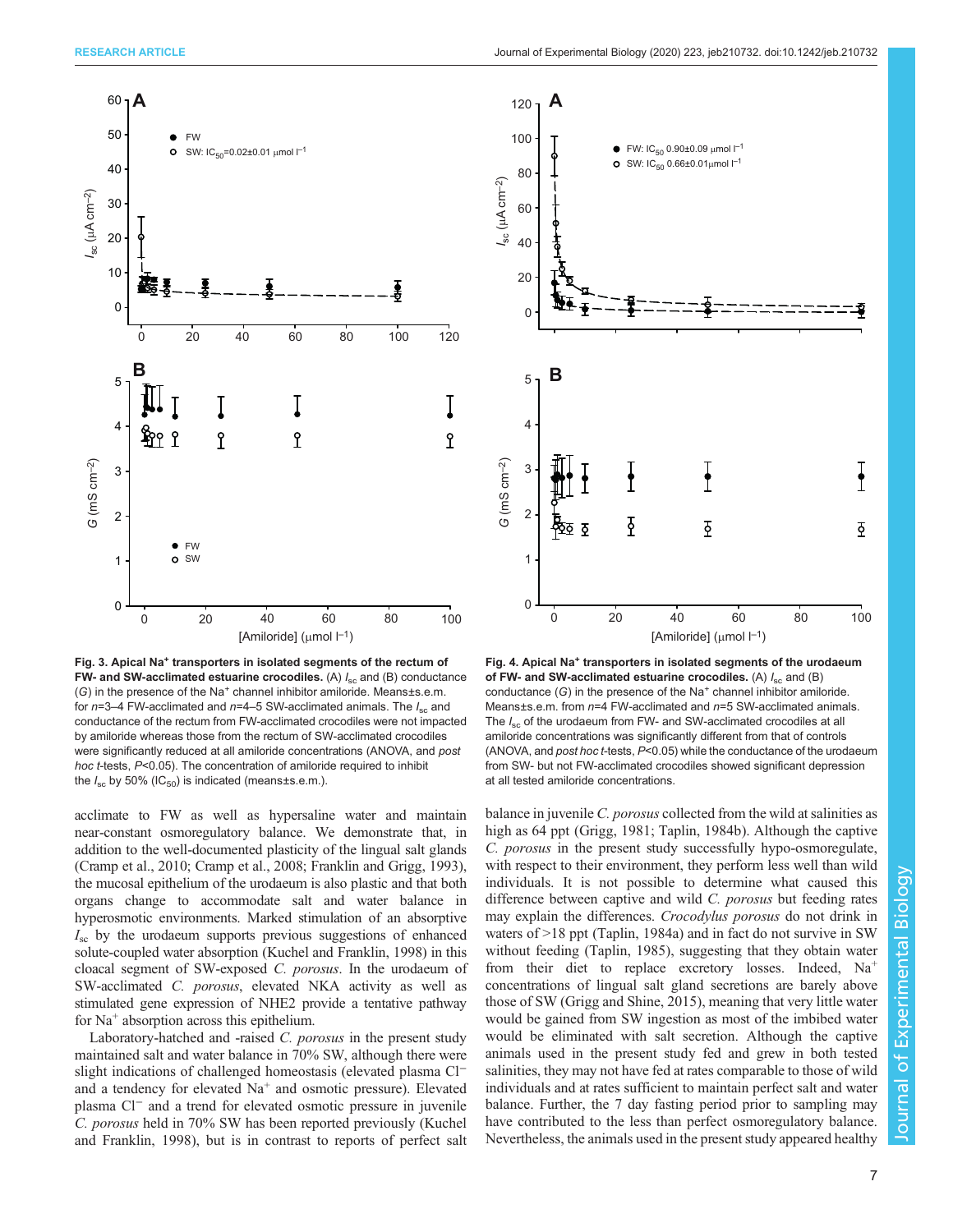Fig. 3. Apical $Na^+$ transporters in isolated segments of the rectum of FW- and SW-acclimated estuarine crocodiles. (A) $I_{sc}$ and (B) conductance ($G$) in the presence of the $Na^+$ channel inhibitor amiloride. Means±s.e.m. for $n$=3–4 FW-acclimated and $n$=4–5 SW-acclimated animals. The $I_{sc}$ and conductance of the rectum from FW-acclimated crocodiles were not impacted by amiloride whereas those from the rectum of SW-acclimated crocodiles were significantly reduced at all amiloride concentrations (ANOVA, and *post hoc* $t$-tests, $P$<0.05). The concentration of amiloride required to inhibit the $I_{sc}$ by 50% ($IC_{50}$) is indicated (means±s.e.m.).

Fig. 4. Apical $Na^+$ transporters in isolated segments of the urodaeum of FW- and SW-acclimated estuarine crocodiles. (A) $I_{sc}$ and (B) conductance ($G$) in the presence of the $Na^+$ channel inhibitor amiloride. Means±s.e.m. from $n$=4 FW-acclimated and $n$=5 SW-acclimated animals. The $I_{sc}$ of the urodaeum from FW- and SW-acclimated crocodiles at all amiloride concentrations was significantly different from that of controls (ANOVA, and *post hoc* $t$-tests, $P$<0.05) while the conductance of the urodaeum from SW- but not FW-acclimated crocodiles showed significant depression at all tested amiloride concentrations.

acclimate to FW as well as hypersaline water and maintain near-constant osmoregulatory balance. We demonstrate that, in addition to the well-documented plasticity of the lingual salt glands (Cramp et al., 2010; Cramp et al., 2008; Franklin and Grigg, 1993), the mucosal epithelium of the urodaeum is also plastic and that both organs change to accommodate salt and water balance in hyperosmotic environments. Marked stimulation of an absorptive $I_{sc}$ by the urodaeum supports previous suggestions of enhanced solute-coupled water absorption (Kuchel and Franklin, 1998) in this cloacal segment of SW-exposed *C. porosus*. In the urodaeum of SW-acclimated *C. porosus*, elevated NKA activity as well as stimulated gene expression of NHE2 provide a tentative pathway for $Na^+$ absorption across this epithelium.

Laboratory-hatched and -raised *C. porosus* in the present study maintained salt and water balance in 70% SW, although there were slight indications of challenged homeostasis (elevated plasma $Cl^-$ and a tendency for elevated $Na^+$ and osmotic pressure). Elevated plasma $Cl^-$ and a trend for elevated osmotic pressure in juvenile *C. porosus* held in 70% SW has been reported previously (Kuchel and Franklin, 1998), but is in contrast to reports of perfect salt balance in juvenile *C. porosus* collected from the wild at salinities as high as 64 ppt (Grigg, 1981; Taplin, 1984b). Although the captive *C. porosus* in the present study successfully hypo-osmoregulate, with respect to their environment, they perform less well than wild individuals. It is not possible to determine what caused this difference between captive and wild *C. porosus* but feeding rates may explain the differences. *Crocodylus porosus* do not drink in waters of >18 ppt (Taplin, 1984a) and in fact do not survive in SW without feeding (Taplin, 1985), suggesting that they obtain water from their diet to replace excretory losses. Indeed, $Na^+$ concentrations of lingual salt gland secretions are barely above those of SW (Grigg and Shine, 2015), meaning that very little water would be gained from SW ingestion as most of the imbibed water would be eliminated with salt secretion. Although the captive animals used in the present study fed and grew in both tested salinities, they may not have fed at rates comparable to those of wild individuals and at rates sufficient to maintain perfect salt and water balance. Further, the 7 day fasting period prior to sampling may have contributed to the less than perfect osmoregulatory balance. Nevertheless, the animals used in the present study appeared healthy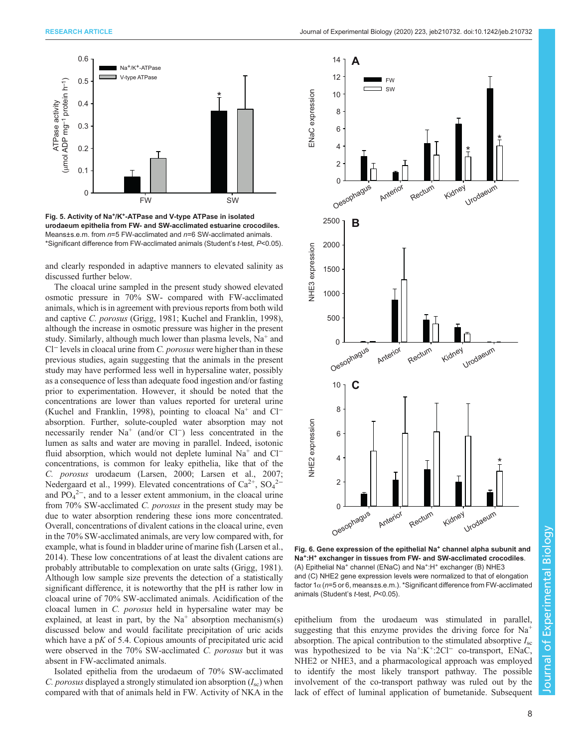Fig. 5. Activity of $Na^+/K^+$-ATPase and V-type ATPase in isolated urodaeum epithelia from FW- and SW-acclimated estuarine crocodiles. Means±s.e.m. from $n$=5 FW-acclimated and $n$=6 SW-acclimated animals. *Significant difference from FW-acclimated animals (Student's $t$-test, $P$<0.05).

and clearly responded in adaptive manners to elevated salinity as discussed further below.

The cloacal urine sampled in the present study showed elevated osmotic pressure in 70% SW- compared with FW-acclimated animals, which is in agreement with previous reports from both wild and captive *C. porosus* (Grigg, 1981; Kuchel and Franklin, 1998), although the increase in osmotic pressure was higher in the present study. Similarly, although much lower than plasma levels, $Na^+$ and $Cl^-$ levels in cloacal urine from *C. porosus* were higher than in these previous studies, again suggesting that the animals in the present study may have performed less well in hypersaline water, possibly as a consequence of less than adequate food ingestion and/or fasting prior to experimentation. However, it should be noted that the concentrations are lower than values reported for ureteral urine (Kuchel and Franklin, 1998), pointing to cloacal $Na^+$ and $Cl^-$ absorption. Further, solute-coupled water absorption may not necessarily render $Na^+$ (and/or $Cl^-$) less concentrated in the lumen as salts and water are moving in parallel. Indeed, isotonic fluid absorption, which would not deplete luminal $Na^+$ and $Cl^-$ concentrations, is common for leaky epithelia, like that of the *C. porosus* urodaeum (Larsen, 2000; Larsen et al., 2007; Nedergaard et al., 1999). Elevated concentrations of $Ca^{2+}$, $SO_4^{2-}$ and $PO_4^{2-}$, and to a lesser extent ammonium, in the cloacal urine from 70% SW-acclimated *C. porosus* in the present study may be due to water absorption rendering these ions more concentrated. Overall, concentrations of divalent cations in the cloacal urine, even in the 70% SW-acclimated animals, are very low compared with, for example, what is found in bladder urine of marine fish (Larsen et al., 2014). These low concentrations of at least the divalent cations are probably attributable to complexation on urate salts (Grigg, 1981). Although low sample size prevents the detection of a statistically significant difference, it is noteworthy that the pH is rather low in cloacal urine of 70% SW-acclimated animals. Acidification of the cloacal lumen in *C. porosus* held in hypersaline water may be explained, at least in part, by the $Na^+$ absorption mechanism(s) discussed below and would facilitate precipitation of uric acids which have a p$K$ of 5.4. Copious amounts of precipitated uric acid were observed in the 70% SW-acclimated *C. porosus* but it was absent in FW-acclimated animals.

Isolated epithelia from the urodaeum of 70% SW-acclimated *C. porosus* displayed a strongly stimulated ion absorption ($I_{sc}$) when compared with that of animals held in FW. Activity of NKA in the epithelium from the urodaeum was stimulated in parallel, suggesting that this enzyme provides the driving force for $Na^+$ absorption. The apical contribution to the stimulated absorptive $I_{sc}$ was hypothesized to be via $Na^+$:$K^+$:$2Cl^-$ co-transport, ENaC, NHE2 or NHE3, and a pharmacological approach was employed to identify the most likely transport pathway. The possible involvement of the co-transport pathway was ruled out by the lack of effect of luminal application of bumetanide. Subsequent

Fig. 6. Gene expression of the epithelial $Na^+$ channel alpha subunit and $Na^+$:$H^+$ exchanger in tissues from FW- and SW-acclimated crocodiles. (A) Epithelial $Na^+$ channel (ENaC) and $Na^+$:$H^+$ exchanger (B) NHE3 and (C) NHE2 gene expression levels were normalized to that of elongation factor 1α ($n$=5 or 6, means±s.e.m.). *Significant difference from FW-acclimated animals (Student's $t$-test, $P$<0.05).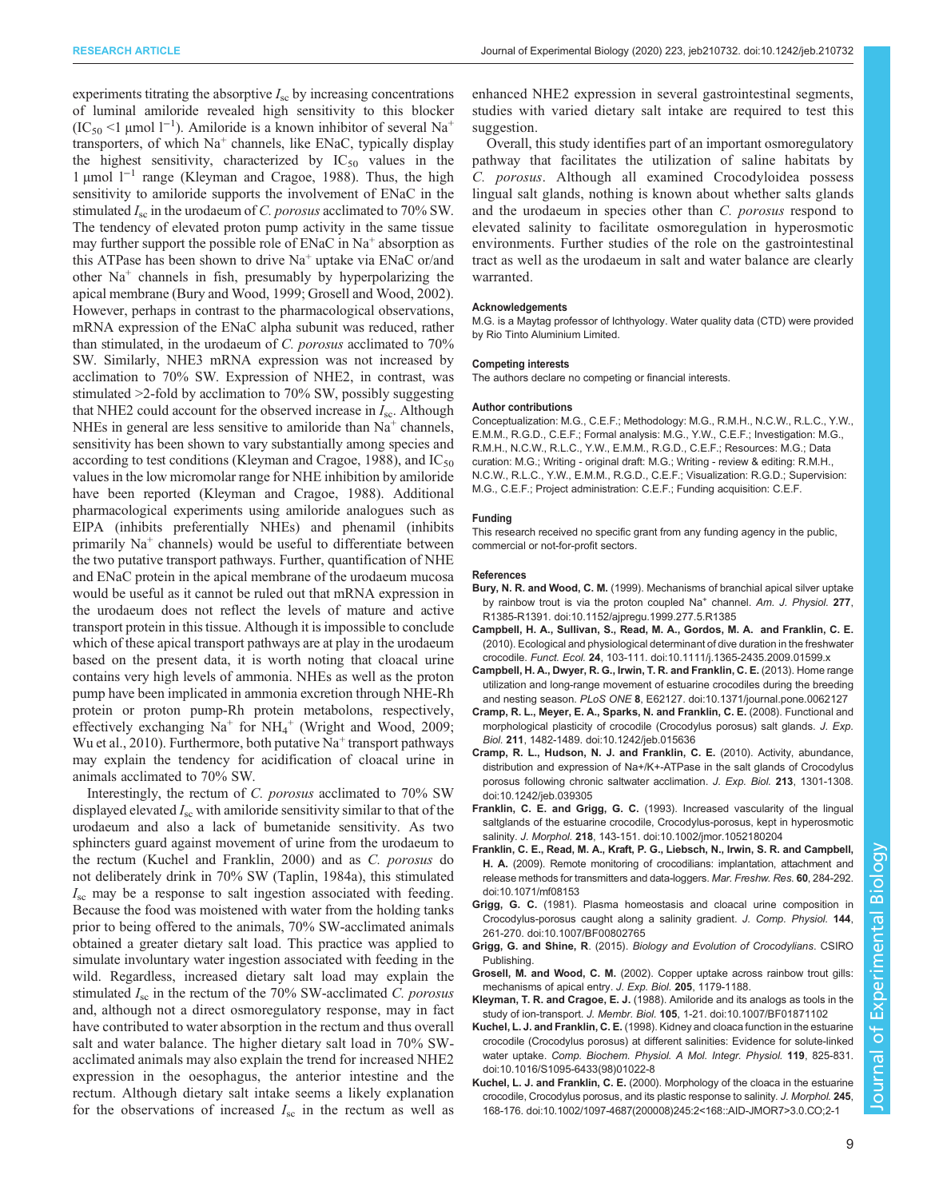experiments titrating the absorptive $I_{sc}$ by increasing concentrations of luminal amiloride revealed high sensitivity to this blocker ($IC_{50}$ <1 µmol $l^{-1}$). Amiloride is a known inhibitor of several $Na^+$ transporters, of which $Na^+$ channels, like ENaC, typically display the highest sensitivity, characterized by $IC_{50}$ values in the 1 µmol $l^{-1}$ range (Kleyman and Cragoe, 1988). Thus, the high sensitivity to amiloride supports the involvement of ENaC in the stimulated $I_{sc}$ in the urodaeum of *C. porosus* acclimated to 70% SW. The tendency of elevated proton pump activity in the same tissue may further support the possible role of ENaC in $Na^+$ absorption as this ATPase has been shown to drive $Na^+$ uptake via ENaC or/and other $Na^+$ channels in fish, presumably by hyperpolarizing the apical membrane (Bury and Wood, 1999; Grosell and Wood, 2002). However, perhaps in contrast to the pharmacological observations, mRNA expression of the ENaC alpha subunit was reduced, rather than stimulated, in the urodaeum of *C. porosus* acclimated to 70% SW. Similarly, NHE3 mRNA expression was not increased by acclimation to 70% SW. Expression of NHE2, in contrast, was stimulated >2-fold by acclimation to 70% SW, possibly suggesting that NHE2 could account for the observed increase in $I_{sc}$. Although NHEs in general are less sensitive to amiloride than $Na^+$ channels, sensitivity has been shown to vary substantially among species and according to test conditions (Kleyman and Cragoe, 1988), and $IC_{50}$ values in the low micromolar range for NHE inhibition by amiloride have been reported (Kleyman and Cragoe, 1988). Additional pharmacological experiments using amiloride analogues such as EIPA (inhibits preferentially NHEs) and phenamil (inhibits primarily $Na^+$ channels) would be useful to differentiate between the two putative transport pathways. Further, quantification of NHE and ENaC protein in the apical membrane of the urodaeum mucosa would be useful as it cannot be ruled out that mRNA expression in the urodaeum does not reflect the levels of mature and active transport protein in this tissue. Although it is impossible to conclude which of these apical transport pathways are at play in the urodaeum based on the present data, it is worth noting that cloacal urine contains very high levels of ammonia. NHEs as well as the proton pump have been implicated in ammonia excretion through NHE-Rh protein or proton pump-Rh protein metabolons, respectively, effectively exchanging $Na^+$ for $NH_4^+$ (Wright and Wood, 2009; Wu et al., 2010). Furthermore, both putative $Na^+$ transport pathways may explain the tendency for acidification of cloacal urine in animals acclimated to 70% SW.

Interestingly, the rectum of *C. porosus* acclimated to 70% SW displayed elevated $I_{sc}$ with amiloride sensitivity similar to that of the urodaeum and also a lack of bumetanide sensitivity. As two sphincters guard against movement of urine from the urodaeum to the rectum (Kuchel and Franklin, 2000) and as *C. porosus* do not deliberately drink in 70% SW (Taplin, 1984a), this stimulated $I_{sc}$ may be a response to salt ingestion associated with feeding. Because the food was moistened with water from the holding tanks prior to being offered to the animals, 70% SW-acclimated animals obtained a greater dietary salt load. This practice was applied to simulate involuntary water ingestion associated with feeding in the wild. Regardless, increased dietary salt load may explain the stimulated $I_{sc}$ in the rectum of the 70% SW-acclimated *C. porosus* and, although not a direct osmoregulatory response, may in fact have contributed to water absorption in the rectum and thus overall salt and water balance. The higher dietary salt load in 70% SW-acclimated animals may also explain the trend for increased NHE2 expression in the oesophagus, the anterior intestine and the rectum. Although dietary salt intake seems a likely explanation for the observations of increased $I_{sc}$ in the rectum as well as enhanced NHE2 expression in several gastrointestinal segments, studies with varied dietary salt intake are required to test this suggestion.

Overall, this study identifies part of an important osmoregulatory pathway that facilitates the utilization of saline habitats by *C. porosus*. Although all examined Crocodyloidea possess lingual salt glands, nothing is known about whether salts glands and the urodaeum in species other than *C. porosus* respond to elevated salinity to facilitate osmoregulation in hyperosmotic environments. Further studies of the role on the gastrointestinal tract as well as the urodaeum in salt and water balance are clearly warranted.

#### Acknowledgements

M.G. is a Maytag professor of Ichthyology. Water quality data (CTD) were provided by Rio Tinto Aluminium Limited.

#### Competing interests

The authors declare no competing or financial interests.

#### Author contributions

Conceptualization: M.G., C.E.F.; Methodology: M.G., R.M.H., N.C.W., R.L.C., Y.W., E.M.M., R.G.D., C.E.F.; Formal analysis: M.G., Y.W., C.E.F.; Investigation: M.G., R.M.H., N.C.W., R.L.C., Y.W., E.M.M., R.G.D., C.E.F.; Resources: M.G.; Data curation: M.G.; Writing - original draft: M.G.; Writing - review & editing: R.M.H., N.C.W., R.L.C., Y.W., E.M.M., R.G.D., C.E.F.; Visualization: R.G.D.; Supervision: M.G., C.E.F.; Project administration: C.E.F.; Funding acquisition: C.E.F.

#### Funding

This research received no specific grant from any funding agency in the public, commercial or not-for-profit sectors.

#### References

**Bury, N. R. and Wood, C. M.** (1999). Mechanisms of branchial apical silver uptake by rainbow trout is via the proton coupled $Na^+$ channel. *Am. J. Physiol.* **277**, R1385-R1391. doi:10.1152/ajpregu.1999.277.5.R1385

**Campbell, H. A., Sullivan, S., Read, M. A., Gordos, M. A. and Franklin, C. E.** (2010). Ecological and physiological determinant of dive duration in the freshwater crocodile. *Funct. Ecol.* **24**, 103-111. doi:10.1111/j.1365-2435.2009.01599.x

**Campbell, H. A., Dwyer, R. G., Irwin, T. R. and Franklin, C. E.** (2013). Home range utilization and long-range movement of estuarine crocodiles during the breeding and nesting season. *PLoS ONE* **8**, E62127. doi:10.1371/journal.pone.0062127

**Cramp, R. L., Meyer, E. A., Sparks, N. and Franklin, C. E.** (2008). Functional and morphological plasticity of crocodile (Crocodylus porosus) salt glands. *J. Exp. Biol.* **211**, 1482-1489. doi:10.1242/jeb.015636

**Cramp, R. L., Hudson, N. J. and Franklin, C. E.** (2010). Activity, abundance, distribution and expression of Na+/K+-ATPase in the salt glands of Crocodylus porosus following chronic saltwater acclimation. *J. Exp. Biol.* **213**, 1301-1308. doi:10.1242/jeb.039305

**Franklin, C. E. and Grigg, G. C.** (1993). Increased vascularity of the lingual saltglands of the estuarine crocodile, Crocodylus-porosus, kept in hyperosmotic salinity. *J. Morphol.* **218**, 143-151. doi:10.1002/jmor.1052180204

**Franklin, C. E., Read, M. A., Kraft, P. G., Liebsch, N., Irwin, S. R. and Campbell, H. A.** (2009). Remote monitoring of crocodilians: implantation, attachment and release methods for transmitters and data-loggers. *Mar. Freshw. Res.* **60**, 284-292. doi:10.1071/mf08153

**Grigg, G. C.** (1981). Plasma homeostasis and cloacal urine composition in Crocodylus-porosus caught along a salinity gradient. *J. Comp. Physiol.* **144**, 261-270. doi:10.1007/BF00802765

**Grigg, G. and Shine, R.** (2015). *Biology and Evolution of Crocodylians*. CSIRO Publishing.

**Grosell, M. and Wood, C. M.** (2002). Copper uptake across rainbow trout gills: mechanisms of apical entry. *J. Exp. Biol.* **205**, 1179-1188.

**Kleyman, T. R. and Cragoe, E. J.** (1988). Amiloride and its analogs as tools in the study of ion-transport. *J. Membr. Biol.* **105**, 1-21. doi:10.1007/BF01871102

**Kuchel, L. J. and Franklin, C. E.** (1998). Kidney and cloaca function in the estuarine crocodile (Crocodylus porosus) at different salinities: Evidence for solute-linked water uptake. *Comp. Biochem. Physiol. A Mol. Integr. Physiol.* **119**, 825-831. doi:10.1016/S1095-6433(98)01022-8

**Kuchel, L. J. and Franklin, C. E.** (2000). Morphology of the cloaca in the estuarine crocodile, Crocodylus porosus, and its plastic response to salinity. *J. Morphol.* **245**, 168-176. doi:10.1002/1097-4687(200008)245:2<168::AID-JMOR7>3.0.CO;2-1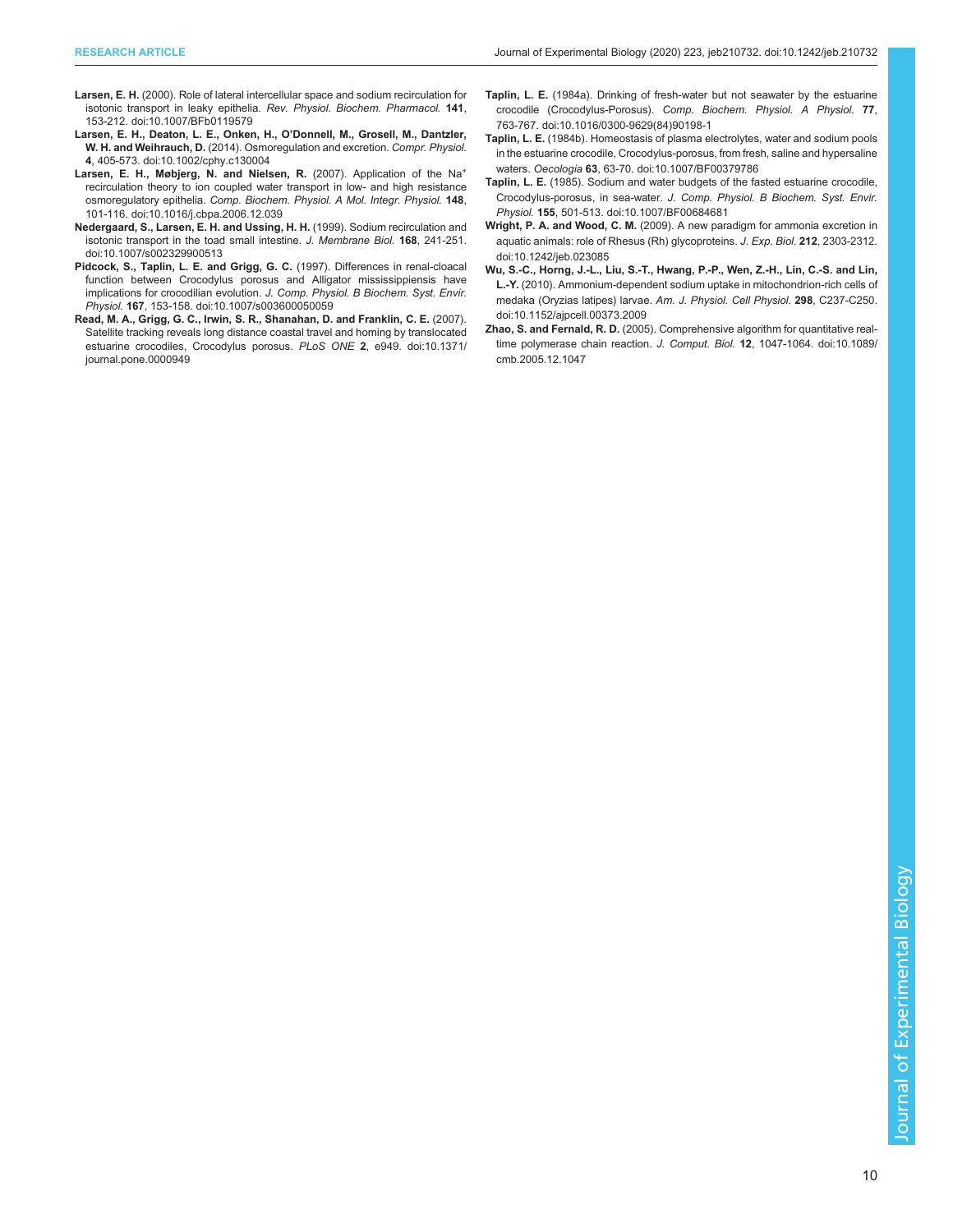**Larsen, E. H.** (2000). Role of lateral intercellular space and sodium recirculation for isotonic transport in leaky epithelia. *Rev. Physiol. Biochem. Pharmacol.* **141**, 153-212. doi:10.1007/BFb0119579

**Larsen, E. H., Deaton, L. E., Onken, H., O'Donnell, M., Grosell, M., Dantzler, W. H. and Weihrauch, D.** (2014). Osmoregulation and excretion. *Compr. Physiol.* **4**, 405-573. doi:10.1002/cphy.c130004

**Larsen, E. H., Møbjerg, N. and Nielsen, R.** (2007). Application of the $Na^+$ recirculation theory to ion coupled water transport in low- and high resistance osmoregulatory epithelia. *Comp. Biochem. Physiol. A Mol. Integr. Physiol.* **148**, 101-116. doi:10.1016/j.cbpa.2006.12.039

**Nedergaard, S., Larsen, E. H. and Ussing, H. H.** (1999). Sodium recirculation and isotonic transport in the toad small intestine. *J. Membrane Biol.* **168**, 241-251. doi:10.1007/s002329900513

**Pidcock, S., Taplin, L. E. and Grigg, G. C.** (1997). Differences in renal-cloacal function between Crocodylus porosus and Alligator mississippiensis have implications for crocodilian evolution. *J. Comp. Physiol. B Biochem. Syst. Envir. Physiol.* **167**, 153-158. doi:10.1007/s003600050059

**Read, M. A., Grigg, G. C., Irwin, S. R., Shanahan, D. and Franklin, C. E.** (2007). Satellite tracking reveals long distance coastal travel and homing by translocated estuarine crocodiles, Crocodylus porosus. *PLoS ONE* **2**, e949. doi:10.1371/journal.pone.0000949

**Taplin, L. E.** (1984a). Drinking of fresh-water but not seawater by the estuarine crocodile (Crocodylus-Porosus). *Comp. Biochem. Physiol. A Physiol.* **77**, 763-767. doi:10.1016/0300-9629(84)90198-1

**Taplin, L. E.** (1984b). Homeostasis of plasma electrolytes, water and sodium pools in the estuarine crocodile, Crocodylus-porosus, from fresh, saline and hypersaline waters. *Oecologia* **63**, 63-70. doi:10.1007/BF00379786

**Taplin, L. E.** (1985). Sodium and water budgets of the fasted estuarine crocodile, Crocodylus-porosus, in sea-water. *J. Comp. Physiol. B Biochem. Syst. Envir. Physiol.* **155**, 501-513. doi:10.1007/BF00684681

**Wright, P. A. and Wood, C. M.** (2009). A new paradigm for ammonia excretion in aquatic animals: role of Rhesus (Rh) glycoproteins. *J. Exp. Biol.* **212**, 2303-2312. doi:10.1242/jeb.023085

**Wu, S.-C., Horng, J.-L., Liu, S.-T., Hwang, P.-P., Wen, Z.-H., Lin, C.-S. and Lin, L.-Y.** (2010). Ammonium-dependent sodium uptake in mitochondrion-rich cells of medaka (Oryzias latipes) larvae. *Am. J. Physiol. Cell Physiol.* **298**, C237-C250. doi:10.1152/ajpcell.00373.2009

**Zhao, S. and Fernald, R. D.** (2005). Comprehensive algorithm for quantitative real-time polymerase chain reaction. *J. Comput. Biol.* **12**, 1047-1064. doi:10.1089/cmb.2005.12.1047